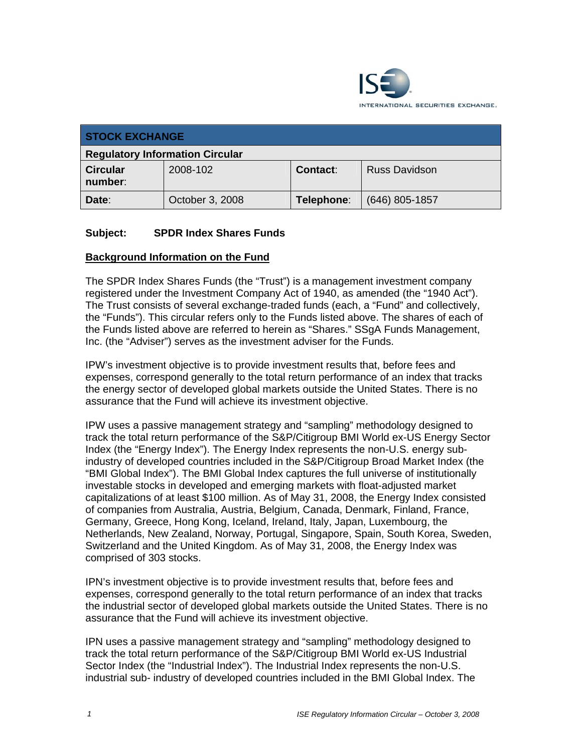ISE INTERNATIONAL SECURITIES EXCHANGE.

| STOCK EXCHANGE | | | |
|---|---|---|---|
| **Regulatory Information Circular** | | | |
| **Circular number**: | 2008-102 | **Contact**: | Russ Davidson |
| **Date**: | October 3, 2008 | **Telephone**: | (646) 805-1857 |

**Subject: SPDR Index Shares Funds**

## Background Information on the Fund

The SPDR Index Shares Funds (the "Trust") is a management investment company registered under the Investment Company Act of 1940, as amended (the "1940 Act"). The Trust consists of several exchange-traded funds (each, a "Fund" and collectively, the "Funds"). This circular refers only to the Funds listed above. The shares of each of the Funds listed above are referred to herein as "Shares." SSgA Funds Management, Inc. (the "Adviser") serves as the investment adviser for the Funds.

IPW's investment objective is to provide investment results that, before fees and expenses, correspond generally to the total return performance of an index that tracks the energy sector of developed global markets outside the United States. There is no assurance that the Fund will achieve its investment objective.

IPW uses a passive management strategy and "sampling" methodology designed to track the total return performance of the S&P/Citigroup BMI World ex-US Energy Sector Index (the "Energy Index"). The Energy Index represents the non-U.S. energy sub-industry of developed countries included in the S&P/Citigroup Broad Market Index (the "BMI Global Index"). The BMI Global Index captures the full universe of institutionally investable stocks in developed and emerging markets with float-adjusted market capitalizations of at least $100 million. As of May 31, 2008, the Energy Index consisted of companies from Australia, Austria, Belgium, Canada, Denmark, Finland, France, Germany, Greece, Hong Kong, Iceland, Ireland, Italy, Japan, Luxembourg, the Netherlands, New Zealand, Norway, Portugal, Singapore, Spain, South Korea, Sweden, Switzerland and the United Kingdom. As of May 31, 2008, the Energy Index was comprised of 303 stocks.

IPN's investment objective is to provide investment results that, before fees and expenses, correspond generally to the total return performance of an index that tracks the industrial sector of developed global markets outside the United States. There is no assurance that the Fund will achieve its investment objective.

IPN uses a passive management strategy and "sampling" methodology designed to track the total return performance of the S&P/Citigroup BMI World ex-US Industrial Sector Index (the "Industrial Index"). The Industrial Index represents the non-U.S. industrial sub- industry of developed countries included in the BMI Global Index. The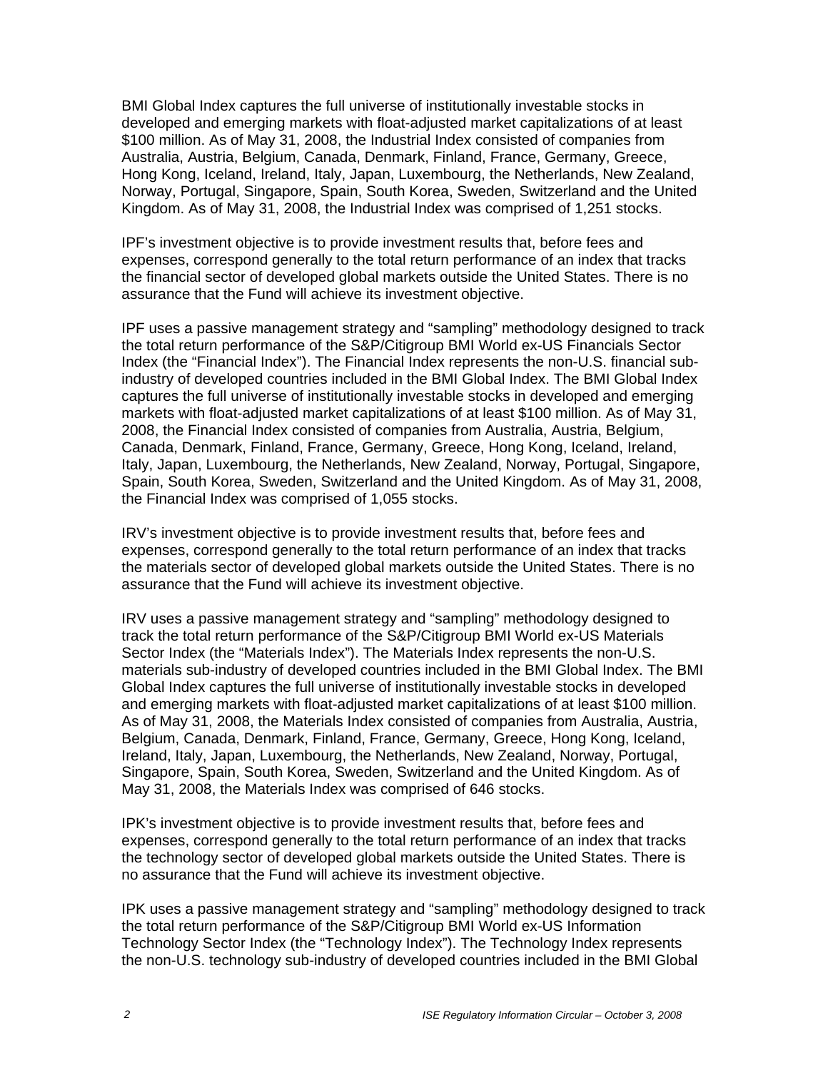BMI Global Index captures the full universe of institutionally investable stocks in developed and emerging markets with float-adjusted market capitalizations of at least $100 million. As of May 31, 2008, the Industrial Index consisted of companies from Australia, Austria, Belgium, Canada, Denmark, Finland, France, Germany, Greece, Hong Kong, Iceland, Ireland, Italy, Japan, Luxembourg, the Netherlands, New Zealand, Norway, Portugal, Singapore, Spain, South Korea, Sweden, Switzerland and the United Kingdom. As of May 31, 2008, the Industrial Index was comprised of 1,251 stocks.

IPF's investment objective is to provide investment results that, before fees and expenses, correspond generally to the total return performance of an index that tracks the financial sector of developed global markets outside the United States. There is no assurance that the Fund will achieve its investment objective.

IPF uses a passive management strategy and "sampling" methodology designed to track the total return performance of the S&P/Citigroup BMI World ex-US Financials Sector Index (the "Financial Index"). The Financial Index represents the non-U.S. financial sub-industry of developed countries included in the BMI Global Index. The BMI Global Index captures the full universe of institutionally investable stocks in developed and emerging markets with float-adjusted market capitalizations of at least $100 million. As of May 31, 2008, the Financial Index consisted of companies from Australia, Austria, Belgium, Canada, Denmark, Finland, France, Germany, Greece, Hong Kong, Iceland, Ireland, Italy, Japan, Luxembourg, the Netherlands, New Zealand, Norway, Portugal, Singapore, Spain, South Korea, Sweden, Switzerland and the United Kingdom. As of May 31, 2008, the Financial Index was comprised of 1,055 stocks.

IRV's investment objective is to provide investment results that, before fees and expenses, correspond generally to the total return performance of an index that tracks the materials sector of developed global markets outside the United States. There is no assurance that the Fund will achieve its investment objective.

IRV uses a passive management strategy and "sampling" methodology designed to track the total return performance of the S&P/Citigroup BMI World ex-US Materials Sector Index (the "Materials Index"). The Materials Index represents the non-U.S. materials sub-industry of developed countries included in the BMI Global Index. The BMI Global Index captures the full universe of institutionally investable stocks in developed and emerging markets with float-adjusted market capitalizations of at least $100 million. As of May 31, 2008, the Materials Index consisted of companies from Australia, Austria, Belgium, Canada, Denmark, Finland, France, Germany, Greece, Hong Kong, Iceland, Ireland, Italy, Japan, Luxembourg, the Netherlands, New Zealand, Norway, Portugal, Singapore, Spain, South Korea, Sweden, Switzerland and the United Kingdom. As of May 31, 2008, the Materials Index was comprised of 646 stocks.

IPK's investment objective is to provide investment results that, before fees and expenses, correspond generally to the total return performance of an index that tracks the technology sector of developed global markets outside the United States. There is no assurance that the Fund will achieve its investment objective.

IPK uses a passive management strategy and "sampling" methodology designed to track the total return performance of the S&P/Citigroup BMI World ex-US Information Technology Sector Index (the "Technology Index"). The Technology Index represents the non-U.S. technology sub-industry of developed countries included in the BMI Global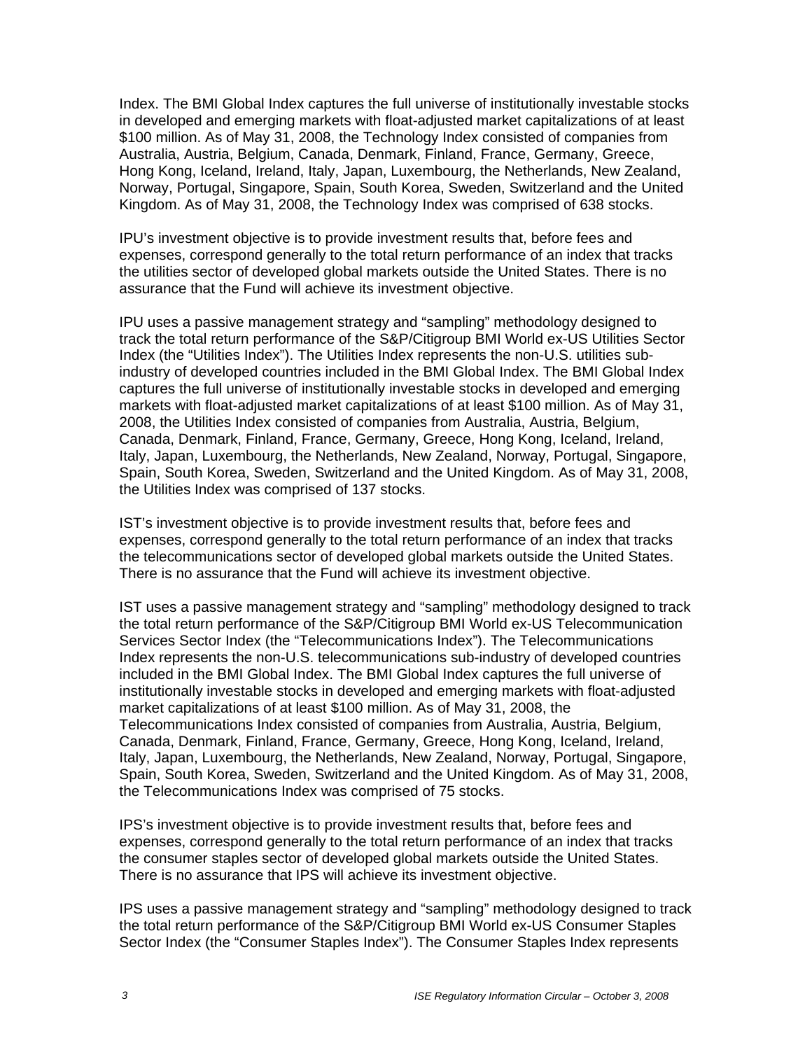Index. The BMI Global Index captures the full universe of institutionally investable stocks in developed and emerging markets with float-adjusted market capitalizations of at least $100 million. As of May 31, 2008, the Technology Index consisted of companies from Australia, Austria, Belgium, Canada, Denmark, Finland, France, Germany, Greece, Hong Kong, Iceland, Ireland, Italy, Japan, Luxembourg, the Netherlands, New Zealand, Norway, Portugal, Singapore, Spain, South Korea, Sweden, Switzerland and the United Kingdom. As of May 31, 2008, the Technology Index was comprised of 638 stocks.

IPU's investment objective is to provide investment results that, before fees and expenses, correspond generally to the total return performance of an index that tracks the utilities sector of developed global markets outside the United States. There is no assurance that the Fund will achieve its investment objective.

IPU uses a passive management strategy and "sampling" methodology designed to track the total return performance of the S&P/Citigroup BMI World ex-US Utilities Sector Index (the "Utilities Index"). The Utilities Index represents the non-U.S. utilities sub-industry of developed countries included in the BMI Global Index. The BMI Global Index captures the full universe of institutionally investable stocks in developed and emerging markets with float-adjusted market capitalizations of at least $100 million. As of May 31, 2008, the Utilities Index consisted of companies from Australia, Austria, Belgium, Canada, Denmark, Finland, France, Germany, Greece, Hong Kong, Iceland, Ireland, Italy, Japan, Luxembourg, the Netherlands, New Zealand, Norway, Portugal, Singapore, Spain, South Korea, Sweden, Switzerland and the United Kingdom. As of May 31, 2008, the Utilities Index was comprised of 137 stocks.

IST's investment objective is to provide investment results that, before fees and expenses, correspond generally to the total return performance of an index that tracks the telecommunications sector of developed global markets outside the United States. There is no assurance that the Fund will achieve its investment objective.

IST uses a passive management strategy and "sampling" methodology designed to track the total return performance of the S&P/Citigroup BMI World ex-US Telecommunication Services Sector Index (the "Telecommunications Index"). The Telecommunications Index represents the non-U.S. telecommunications sub-industry of developed countries included in the BMI Global Index. The BMI Global Index captures the full universe of institutionally investable stocks in developed and emerging markets with float-adjusted market capitalizations of at least $100 million. As of May 31, 2008, the Telecommunications Index consisted of companies from Australia, Austria, Belgium, Canada, Denmark, Finland, France, Germany, Greece, Hong Kong, Iceland, Ireland, Italy, Japan, Luxembourg, the Netherlands, New Zealand, Norway, Portugal, Singapore, Spain, South Korea, Sweden, Switzerland and the United Kingdom. As of May 31, 2008, the Telecommunications Index was comprised of 75 stocks.

IPS's investment objective is to provide investment results that, before fees and expenses, correspond generally to the total return performance of an index that tracks the consumer staples sector of developed global markets outside the United States. There is no assurance that IPS will achieve its investment objective.

IPS uses a passive management strategy and "sampling" methodology designed to track the total return performance of the S&P/Citigroup BMI World ex-US Consumer Staples Sector Index (the "Consumer Staples Index"). The Consumer Staples Index represents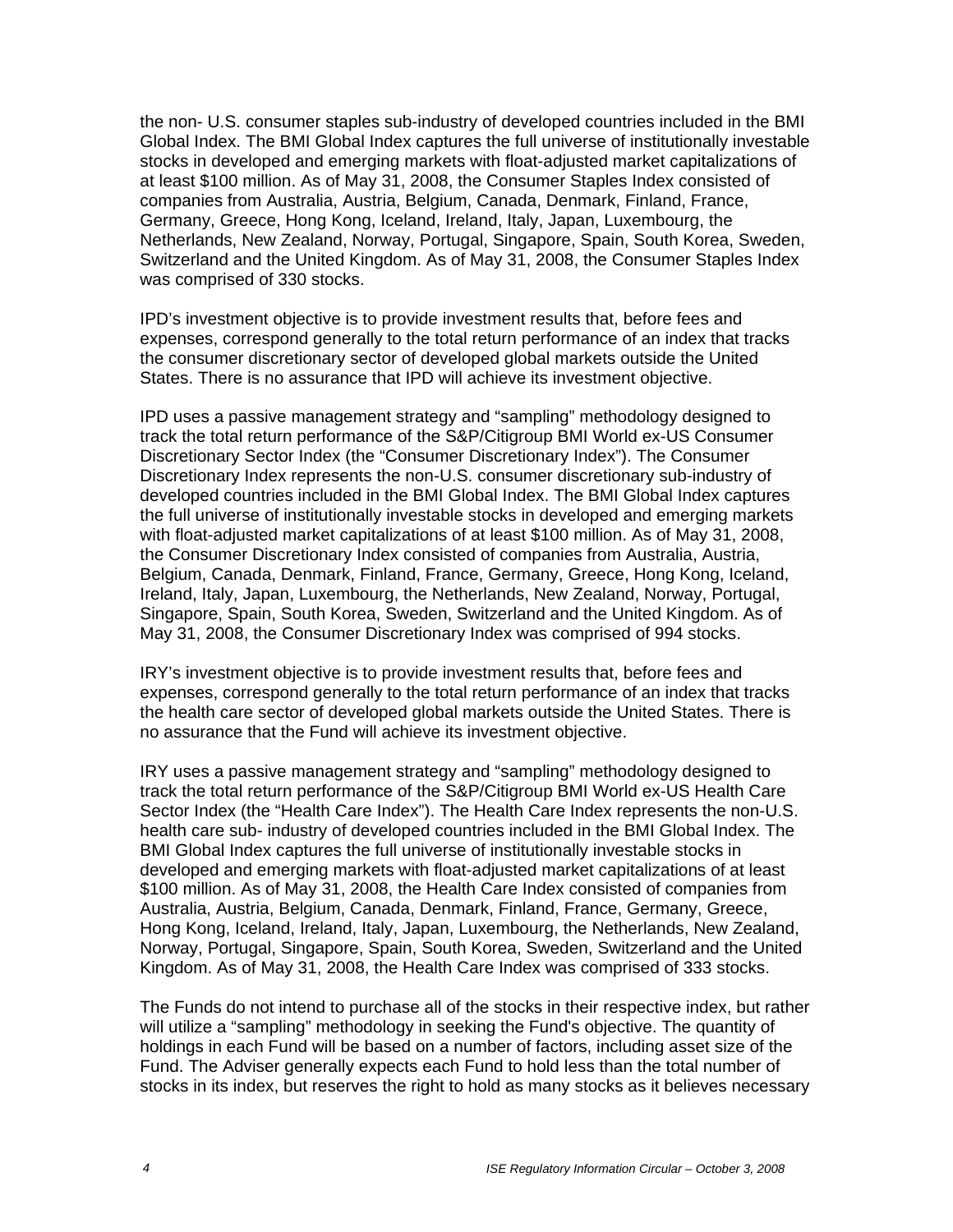the non- U.S. consumer staples sub-industry of developed countries included in the BMI Global Index. The BMI Global Index captures the full universe of institutionally investable stocks in developed and emerging markets with float-adjusted market capitalizations of at least $100 million. As of May 31, 2008, the Consumer Staples Index consisted of companies from Australia, Austria, Belgium, Canada, Denmark, Finland, France, Germany, Greece, Hong Kong, Iceland, Ireland, Italy, Japan, Luxembourg, the Netherlands, New Zealand, Norway, Portugal, Singapore, Spain, South Korea, Sweden, Switzerland and the United Kingdom. As of May 31, 2008, the Consumer Staples Index was comprised of 330 stocks.

IPD's investment objective is to provide investment results that, before fees and expenses, correspond generally to the total return performance of an index that tracks the consumer discretionary sector of developed global markets outside the United States. There is no assurance that IPD will achieve its investment objective.

IPD uses a passive management strategy and "sampling" methodology designed to track the total return performance of the S&P/Citigroup BMI World ex-US Consumer Discretionary Sector Index (the "Consumer Discretionary Index"). The Consumer Discretionary Index represents the non-U.S. consumer discretionary sub-industry of developed countries included in the BMI Global Index. The BMI Global Index captures the full universe of institutionally investable stocks in developed and emerging markets with float-adjusted market capitalizations of at least $100 million. As of May 31, 2008, the Consumer Discretionary Index consisted of companies from Australia, Austria, Belgium, Canada, Denmark, Finland, France, Germany, Greece, Hong Kong, Iceland, Ireland, Italy, Japan, Luxembourg, the Netherlands, New Zealand, Norway, Portugal, Singapore, Spain, South Korea, Sweden, Switzerland and the United Kingdom. As of May 31, 2008, the Consumer Discretionary Index was comprised of 994 stocks.

IRY's investment objective is to provide investment results that, before fees and expenses, correspond generally to the total return performance of an index that tracks the health care sector of developed global markets outside the United States. There is no assurance that the Fund will achieve its investment objective.

IRY uses a passive management strategy and "sampling" methodology designed to track the total return performance of the S&P/Citigroup BMI World ex-US Health Care Sector Index (the "Health Care Index"). The Health Care Index represents the non-U.S. health care sub- industry of developed countries included in the BMI Global Index. The BMI Global Index captures the full universe of institutionally investable stocks in developed and emerging markets with float-adjusted market capitalizations of at least $100 million. As of May 31, 2008, the Health Care Index consisted of companies from Australia, Austria, Belgium, Canada, Denmark, Finland, France, Germany, Greece, Hong Kong, Iceland, Ireland, Italy, Japan, Luxembourg, the Netherlands, New Zealand, Norway, Portugal, Singapore, Spain, South Korea, Sweden, Switzerland and the United Kingdom. As of May 31, 2008, the Health Care Index was comprised of 333 stocks.

The Funds do not intend to purchase all of the stocks in their respective index, but rather will utilize a "sampling" methodology in seeking the Fund's objective. The quantity of holdings in each Fund will be based on a number of factors, including asset size of the Fund. The Adviser generally expects each Fund to hold less than the total number of stocks in its index, but reserves the right to hold as many stocks as it believes necessary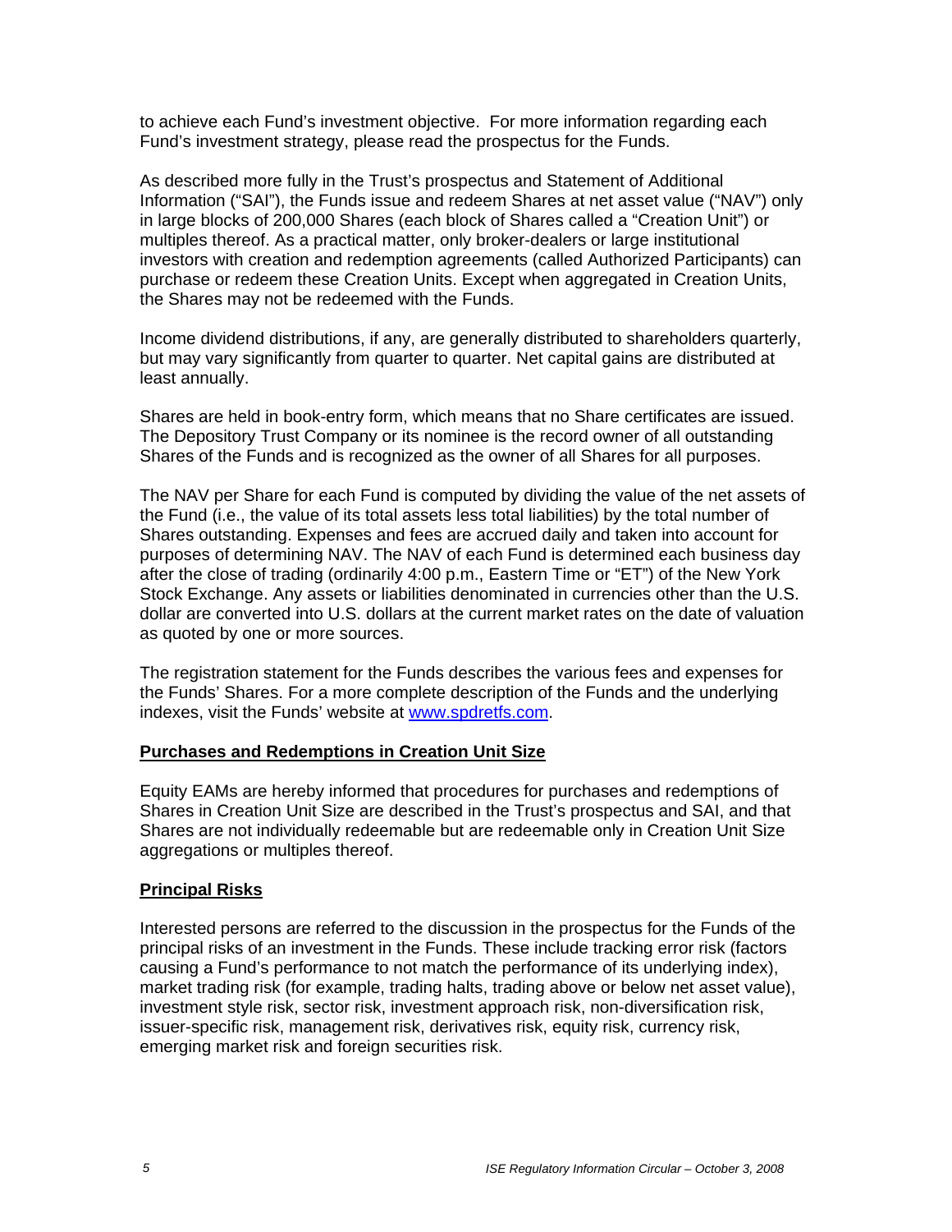to achieve each Fund's investment objective. For more information regarding each Fund's investment strategy, please read the prospectus for the Funds.

As described more fully in the Trust's prospectus and Statement of Additional Information ("SAI"), the Funds issue and redeem Shares at net asset value ("NAV") only in large blocks of 200,000 Shares (each block of Shares called a "Creation Unit") or multiples thereof. As a practical matter, only broker-dealers or large institutional investors with creation and redemption agreements (called Authorized Participants) can purchase or redeem these Creation Units. Except when aggregated in Creation Units, the Shares may not be redeemed with the Funds.

Income dividend distributions, if any, are generally distributed to shareholders quarterly, but may vary significantly from quarter to quarter. Net capital gains are distributed at least annually.

Shares are held in book-entry form, which means that no Share certificates are issued. The Depository Trust Company or its nominee is the record owner of all outstanding Shares of the Funds and is recognized as the owner of all Shares for all purposes.

The NAV per Share for each Fund is computed by dividing the value of the net assets of the Fund (i.e., the value of its total assets less total liabilities) by the total number of Shares outstanding. Expenses and fees are accrued daily and taken into account for purposes of determining NAV. The NAV of each Fund is determined each business day after the close of trading (ordinarily 4:00 p.m., Eastern Time or "ET") of the New York Stock Exchange. Any assets or liabilities denominated in currencies other than the U.S. dollar are converted into U.S. dollars at the current market rates on the date of valuation as quoted by one or more sources.

The registration statement for the Funds describes the various fees and expenses for the Funds' Shares. For a more complete description of the Funds and the underlying indexes, visit the Funds' website at [www.spdretfs.com](http://www.spdretfs.com).

**Purchases and Redemptions in Creation Unit Size**

Equity EAMs are hereby informed that procedures for purchases and redemptions of Shares in Creation Unit Size are described in the Trust's prospectus and SAI, and that Shares are not individually redeemable but are redeemable only in Creation Unit Size aggregations or multiples thereof.

**Principal Risks**

Interested persons are referred to the discussion in the prospectus for the Funds of the principal risks of an investment in the Funds. These include tracking error risk (factors causing a Fund's performance to not match the performance of its underlying index), market trading risk (for example, trading halts, trading above or below net asset value), investment style risk, sector risk, investment approach risk, non-diversification risk, issuer-specific risk, management risk, derivatives risk, equity risk, currency risk, emerging market risk and foreign securities risk.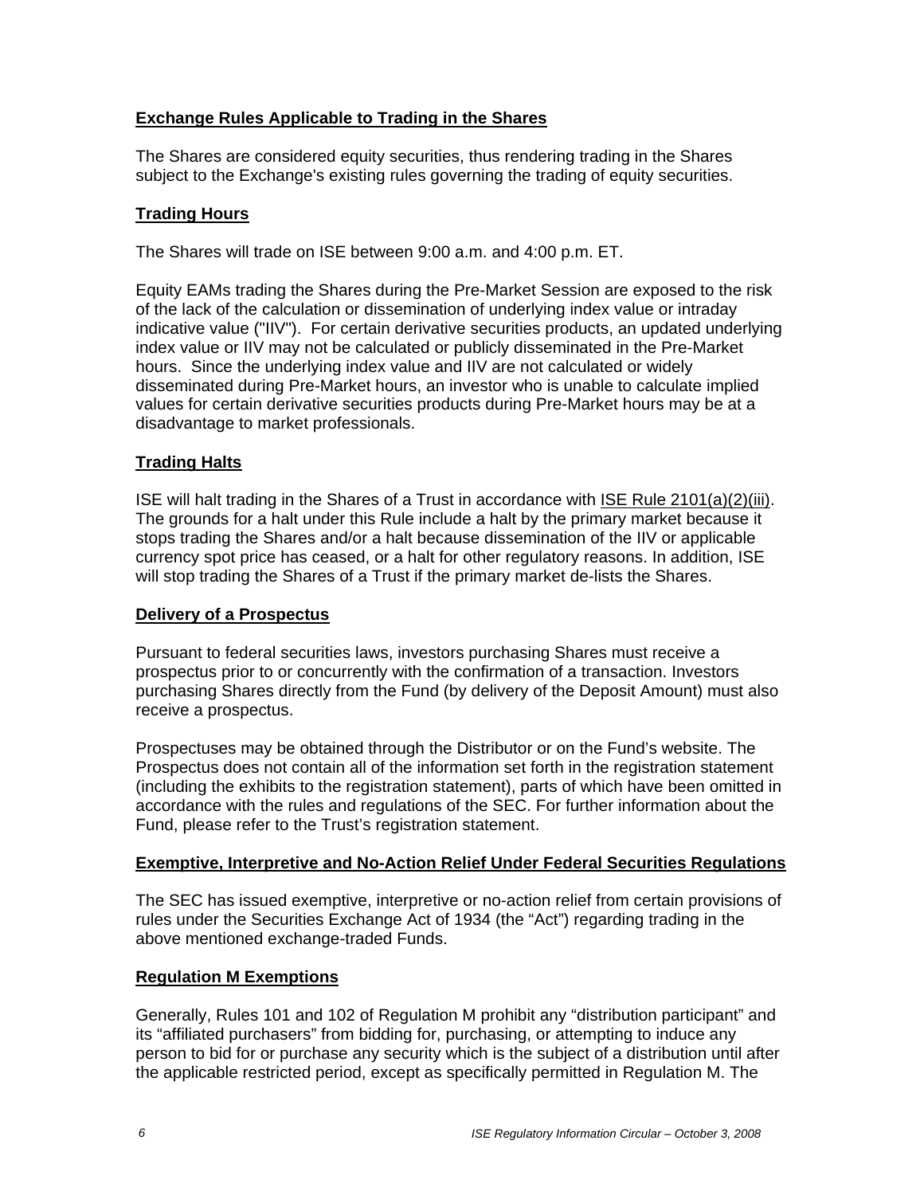**Exchange Rules Applicable to Trading in the Shares**

The Shares are considered equity securities, thus rendering trading in the Shares subject to the Exchange's existing rules governing the trading of equity securities.

**Trading Hours**

The Shares will trade on ISE between 9:00 a.m. and 4:00 p.m. ET.

Equity EAMs trading the Shares during the Pre-Market Session are exposed to the risk of the lack of the calculation or dissemination of underlying index value or intraday indicative value ("IIV"). For certain derivative securities products, an updated underlying index value or IIV may not be calculated or publicly disseminated in the Pre-Market hours. Since the underlying index value and IIV are not calculated or widely disseminated during Pre-Market hours, an investor who is unable to calculate implied values for certain derivative securities products during Pre-Market hours may be at a disadvantage to market professionals.

**Trading Halts**

ISE will halt trading in the Shares of a Trust in accordance with ISE Rule 2101(a)(2)(iii). The grounds for a halt under this Rule include a halt by the primary market because it stops trading the Shares and/or a halt because dissemination of the IIV or applicable currency spot price has ceased, or a halt for other regulatory reasons. In addition, ISE will stop trading the Shares of a Trust if the primary market de-lists the Shares.

**Delivery of a Prospectus**

Pursuant to federal securities laws, investors purchasing Shares must receive a prospectus prior to or concurrently with the confirmation of a transaction. Investors purchasing Shares directly from the Fund (by delivery of the Deposit Amount) must also receive a prospectus.

Prospectuses may be obtained through the Distributor or on the Fund's website. The Prospectus does not contain all of the information set forth in the registration statement (including the exhibits to the registration statement), parts of which have been omitted in accordance with the rules and regulations of the SEC. For further information about the Fund, please refer to the Trust's registration statement.

**Exemptive, Interpretive and No-Action Relief Under Federal Securities Regulations**

The SEC has issued exemptive, interpretive or no-action relief from certain provisions of rules under the Securities Exchange Act of 1934 (the "Act") regarding trading in the above mentioned exchange-traded Funds.

**Regulation M Exemptions**

Generally, Rules 101 and 102 of Regulation M prohibit any "distribution participant" and its "affiliated purchasers" from bidding for, purchasing, or attempting to induce any person to bid for or purchase any security which is the subject of a distribution until after the applicable restricted period, except as specifically permitted in Regulation M. The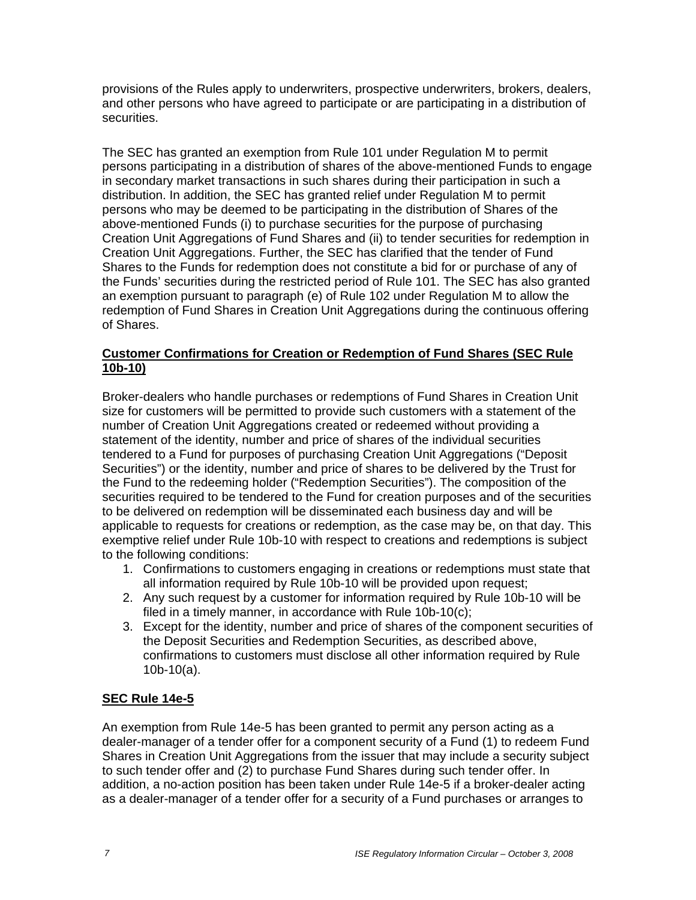provisions of the Rules apply to underwriters, prospective underwriters, brokers, dealers, and other persons who have agreed to participate or are participating in a distribution of securities.

The SEC has granted an exemption from Rule 101 under Regulation M to permit persons participating in a distribution of shares of the above-mentioned Funds to engage in secondary market transactions in such shares during their participation in such a distribution. In addition, the SEC has granted relief under Regulation M to permit persons who may be deemed to be participating in the distribution of Shares of the above-mentioned Funds (i) to purchase securities for the purpose of purchasing Creation Unit Aggregations of Fund Shares and (ii) to tender securities for redemption in Creation Unit Aggregations. Further, the SEC has clarified that the tender of Fund Shares to the Funds for redemption does not constitute a bid for or purchase of any of the Funds' securities during the restricted period of Rule 101. The SEC has also granted an exemption pursuant to paragraph (e) of Rule 102 under Regulation M to allow the redemption of Fund Shares in Creation Unit Aggregations during the continuous offering of Shares.

**Customer Confirmations for Creation or Redemption of Fund Shares (SEC Rule 10b-10)**

Broker-dealers who handle purchases or redemptions of Fund Shares in Creation Unit size for customers will be permitted to provide such customers with a statement of the number of Creation Unit Aggregations created or redeemed without providing a statement of the identity, number and price of shares of the individual securities tendered to a Fund for purposes of purchasing Creation Unit Aggregations ("Deposit Securities") or the identity, number and price of shares to be delivered by the Trust for the Fund to the redeeming holder ("Redemption Securities"). The composition of the securities required to be tendered to the Fund for creation purposes and of the securities to be delivered on redemption will be disseminated each business day and will be applicable to requests for creations or redemption, as the case may be, on that day. This exemptive relief under Rule 10b-10 with respect to creations and redemptions is subject to the following conditions:

1. Confirmations to customers engaging in creations or redemptions must state that all information required by Rule 10b-10 will be provided upon request;
2. Any such request by a customer for information required by Rule 10b-10 will be filed in a timely manner, in accordance with Rule 10b-10(c);
3. Except for the identity, number and price of shares of the component securities of the Deposit Securities and Redemption Securities, as described above, confirmations to customers must disclose all other information required by Rule 10b-10(a).

**SEC Rule 14e-5**

An exemption from Rule 14e-5 has been granted to permit any person acting as a dealer-manager of a tender offer for a component security of a Fund (1) to redeem Fund Shares in Creation Unit Aggregations from the issuer that may include a security subject to such tender offer and (2) to purchase Fund Shares during such tender offer. In addition, a no-action position has been taken under Rule 14e-5 if a broker-dealer acting as a dealer-manager of a tender offer for a security of a Fund purchases or arranges to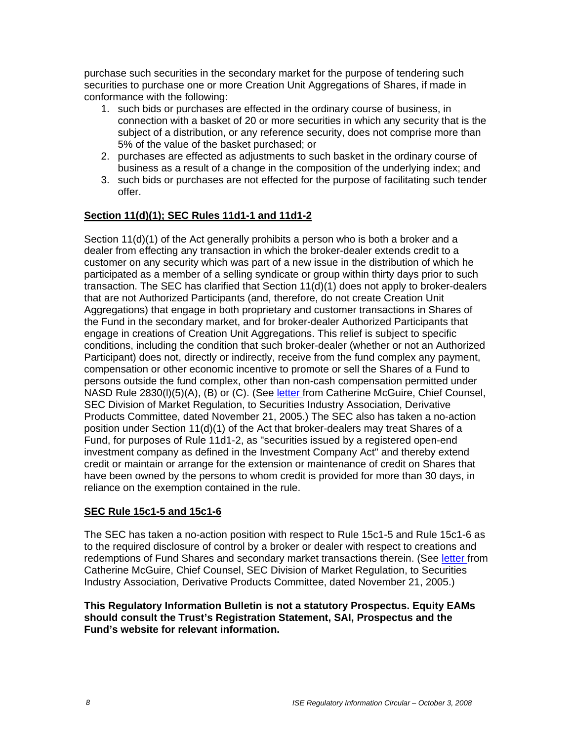purchase such securities in the secondary market for the purpose of tendering such securities to purchase one or more Creation Unit Aggregations of Shares, if made in conformance with the following:

1. such bids or purchases are effected in the ordinary course of business, in connection with a basket of 20 or more securities in which any security that is the subject of a distribution, or any reference security, does not comprise more than 5% of the value of the basket purchased; or
2. purchases are effected as adjustments to such basket in the ordinary course of business as a result of a change in the composition of the underlying index; and
3. such bids or purchases are not effected for the purpose of facilitating such tender offer.

## Section 11(d)(1); SEC Rules 11d1-1 and 11d1-2

Section 11(d)(1) of the Act generally prohibits a person who is both a broker and a dealer from effecting any transaction in which the broker-dealer extends credit to a customer on any security which was part of a new issue in the distribution of which he participated as a member of a selling syndicate or group within thirty days prior to such transaction. The SEC has clarified that Section 11(d)(1) does not apply to broker-dealers that are not Authorized Participants (and, therefore, do not create Creation Unit Aggregations) that engage in both proprietary and customer transactions in Shares of the Fund in the secondary market, and for broker-dealer Authorized Participants that engage in creations of Creation Unit Aggregations. This relief is subject to specific conditions, including the condition that such broker-dealer (whether or not an Authorized Participant) does not, directly or indirectly, receive from the fund complex any payment, compensation or other economic incentive to promote or sell the Shares of a Fund to persons outside the fund complex, other than non-cash compensation permitted under NASD Rule 2830(l)(5)(A), (B) or (C). (See letter from Catherine McGuire, Chief Counsel, SEC Division of Market Regulation, to Securities Industry Association, Derivative Products Committee, dated November 21, 2005.) The SEC also has taken a no-action position under Section 11(d)(1) of the Act that broker-dealers may treat Shares of a Fund, for purposes of Rule 11d1-2, as "securities issued by a registered open-end investment company as defined in the Investment Company Act" and thereby extend credit or maintain or arrange for the extension or maintenance of credit on Shares that have been owned by the persons to whom credit is provided for more than 30 days, in reliance on the exemption contained in the rule.

## SEC Rule 15c1-5 and 15c1-6

The SEC has taken a no-action position with respect to Rule 15c1-5 and Rule 15c1-6 as to the required disclosure of control by a broker or dealer with respect to creations and redemptions of Fund Shares and secondary market transactions therein. (See letter from Catherine McGuire, Chief Counsel, SEC Division of Market Regulation, to Securities Industry Association, Derivative Products Committee, dated November 21, 2005.)

**This Regulatory Information Bulletin is not a statutory Prospectus. Equity EAMs should consult the Trust's Registration Statement, SAI, Prospectus and the Fund's website for relevant information.**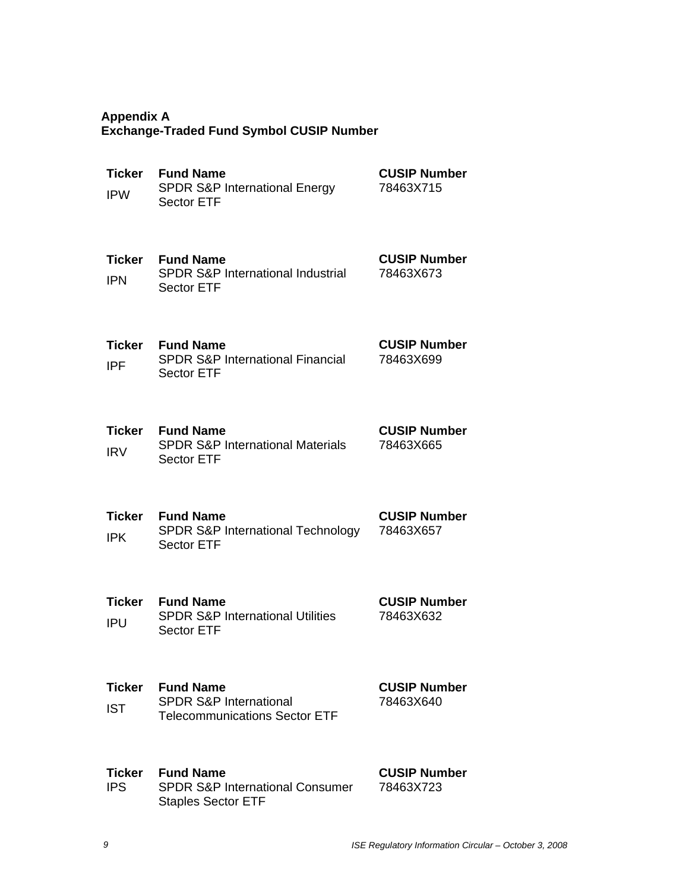**Appendix A**
**Exchange-Traded Fund Symbol CUSIP Number**

| Ticker | Fund Name | CUSIP Number |
|---|---|---|
| IPW | SPDR S&P International Energy Sector ETF | 78463X715 |
| IPN | SPDR S&P International Industrial Sector ETF | 78463X673 |
| IPF | SPDR S&P International Financial Sector ETF | 78463X699 |
| IRV | SPDR S&P International Materials Sector ETF | 78463X665 |
| IPK | SPDR S&P International Technology Sector ETF | 78463X657 |
| IPU | SPDR S&P International Utilities Sector ETF | 78463X632 |
| IST | SPDR S&P International Telecommunications Sector ETF | 78463X640 |
| IPS | SPDR S&P International Consumer Staples Sector ETF | 78463X723 |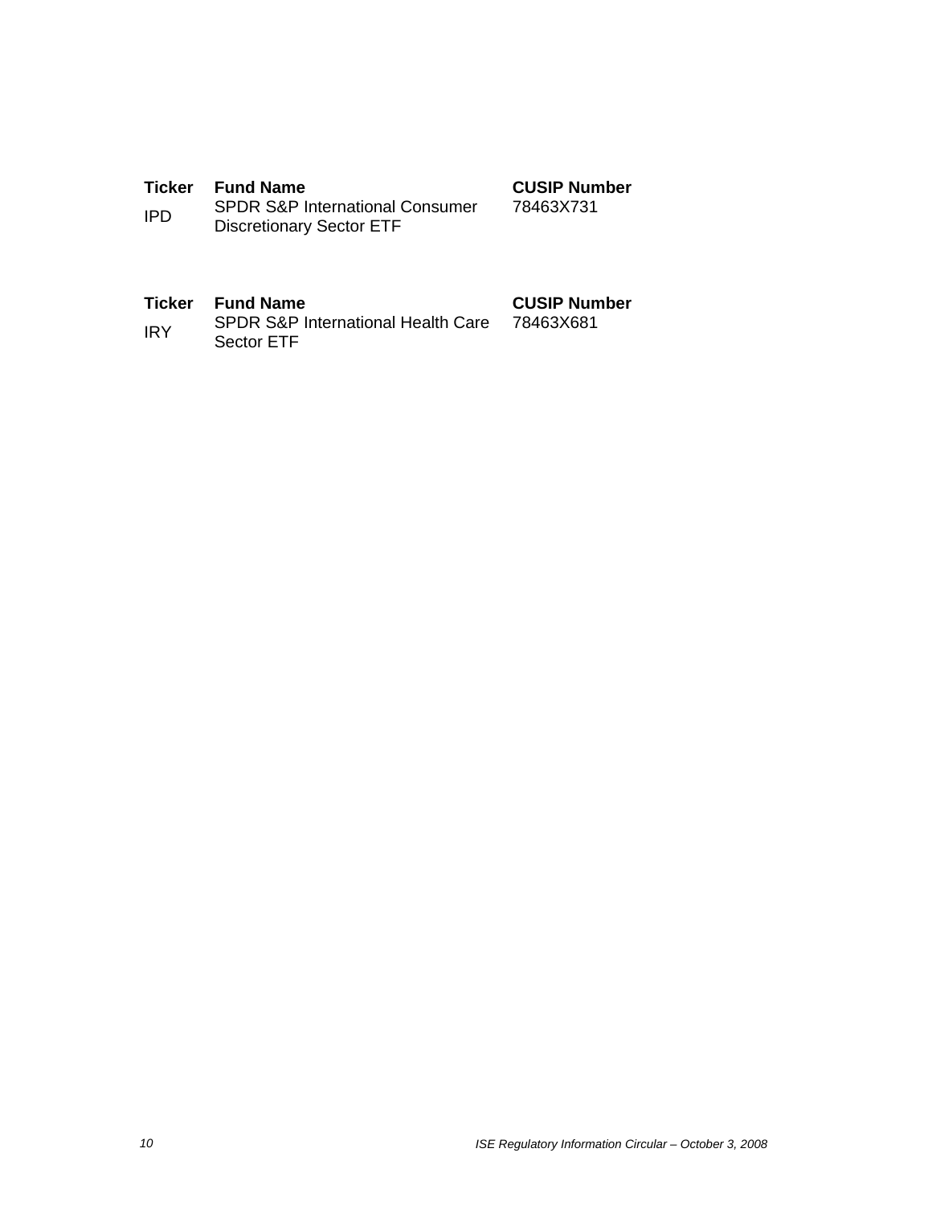| Ticker | Fund Name | CUSIP Number |
| --- | --- | --- |
| IPD | SPDR S&P International Consumer Discretionary Sector ETF | 78463X731 |

| Ticker | Fund Name | CUSIP Number |
| --- | --- | --- |
| IRY | SPDR S&P International Health Care Sector ETF | 78463X681 |